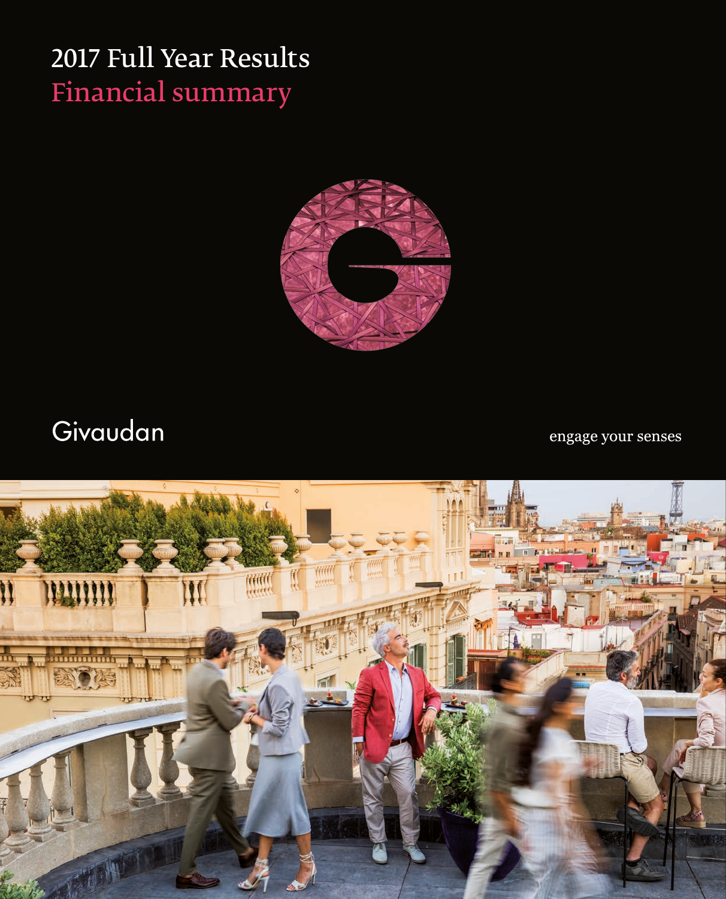# 2017 Full Year Results

## Financial summary

Givaudan

engage your senses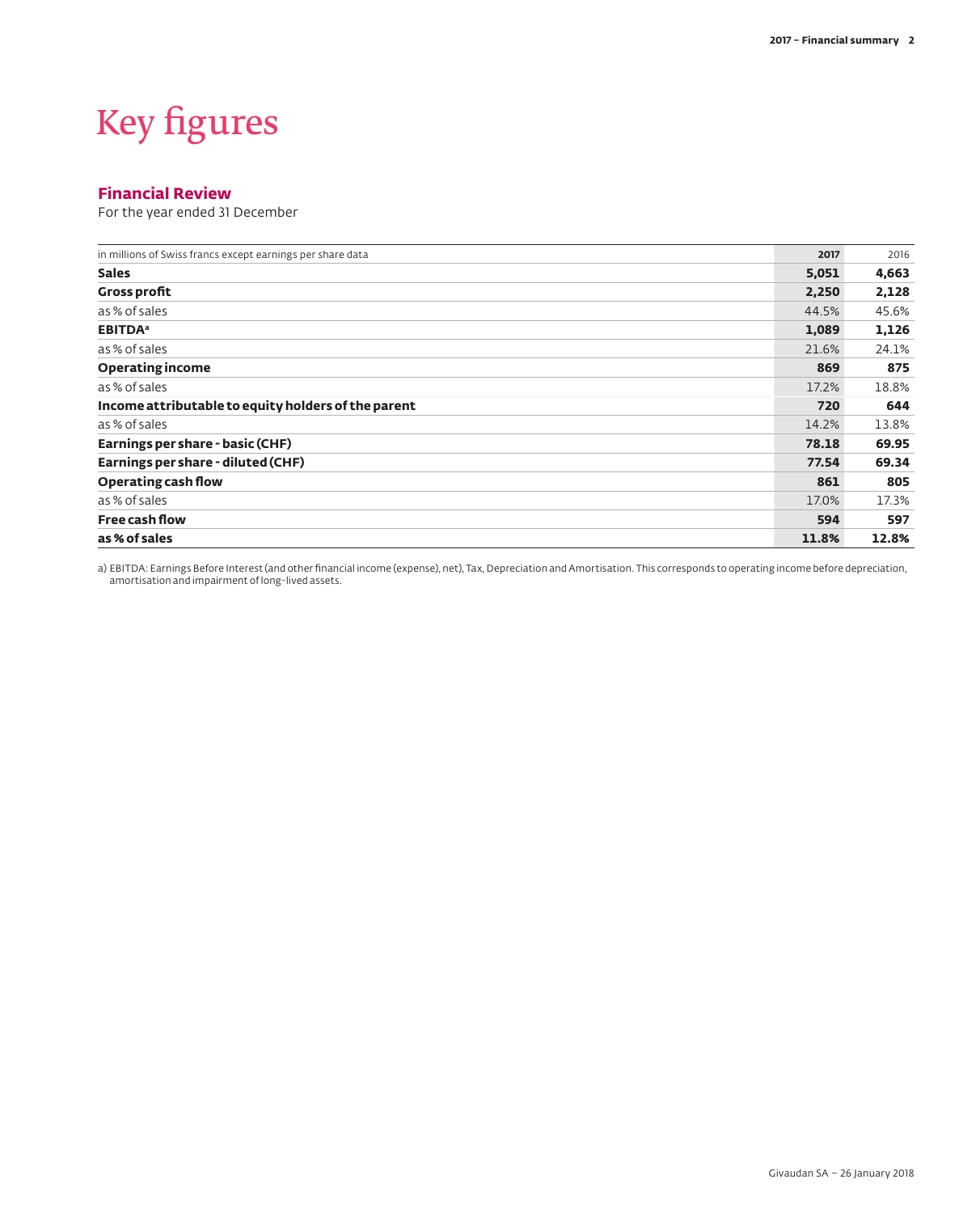# Key figures

## Financial Review

For the year ended 31 December

| in millions of Swiss francs except earnings per share data | 2017 | 2016 |
|---|---|---|
| **Sales** | **5,051** | **4,663** |
| **Gross profit** | **2,250** | **2,128** |
| as % of sales | 44.5% | 45.6% |
| **EBITDA**[a] | **1,089** | **1,126** |
| as % of sales | 21.6% | 24.1% |
| **Operating income** | **869** | **875** |
| as % of sales | 17.2% | 18.8% |
| **Income attributable to equity holders of the parent** | **720** | **644** |
| as % of sales | 14.2% | 13.8% |
| **Earnings per share - basic (CHF)** | **78.18** | **69.95** |
| **Earnings per share - diluted (CHF)** | **77.54** | **69.34** |
| **Operating cash flow** | **861** | **805** |
| as % of sales | 17.0% | 17.3% |
| **Free cash flow** | **594** | **597** |
| **as % of sales** | **11.8%** | **12.8%** |

a) EBITDA: Earnings Before Interest (and other financial income (expense), net), Tax, Depreciation and Amortisation. This corresponds to operating income before depreciation, amortisation and impairment of long-lived assets.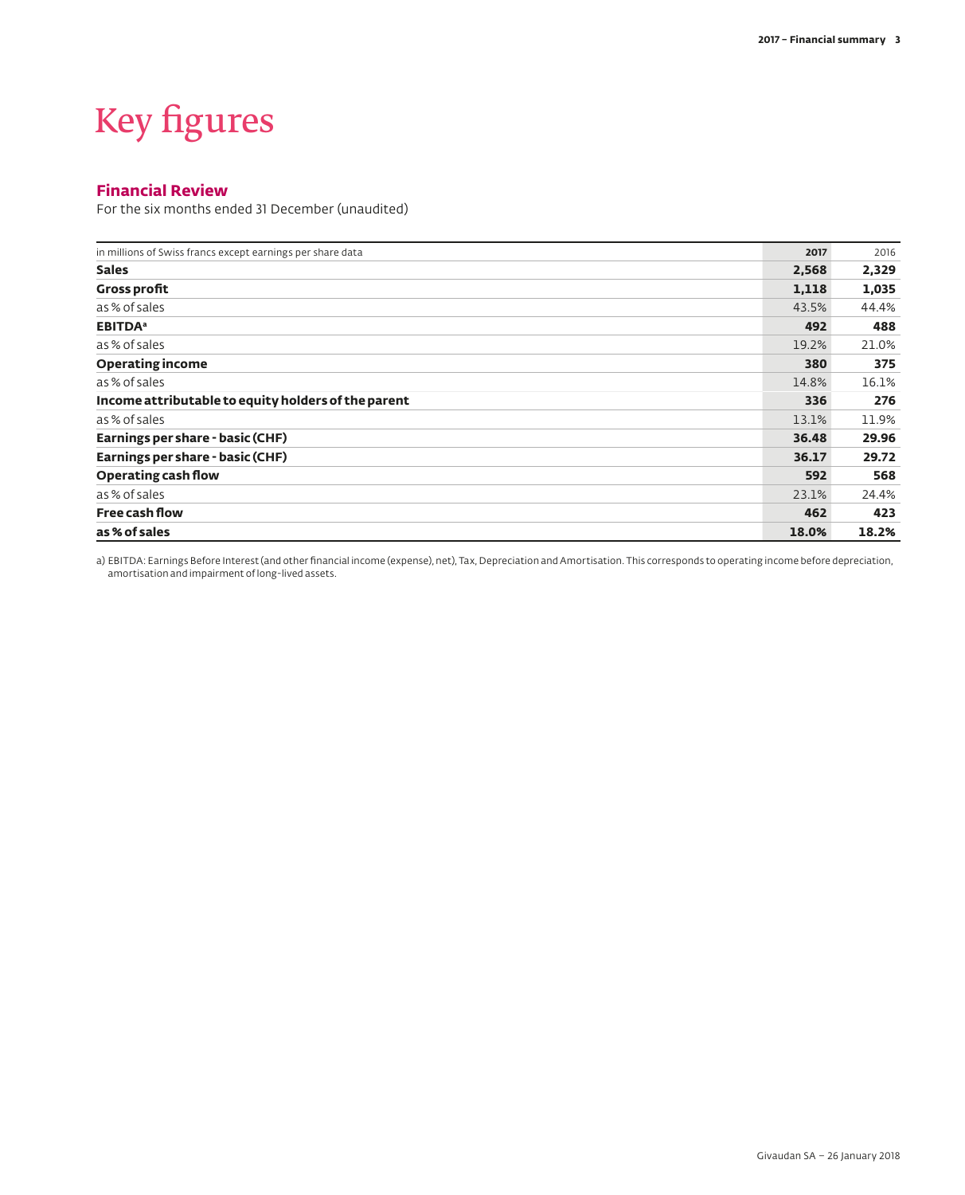# Key figures

## Financial Review

For the six months ended 31 December (unaudited)

| in millions of Swiss francs except earnings per share data | 2017 | 2016 |
|---|---|---|
| **Sales** | **2,568** | **2,329** |
| **Gross profit** | **1,118** | **1,035** |
| as % of sales | 43.5% | 44.4% |
| **EBITDA**[a] | **492** | **488** |
| as % of sales | 19.2% | 21.0% |
| **Operating income** | **380** | **375** |
| as % of sales | 14.8% | 16.1% |
| **Income attributable to equity holders of the parent** | **336** | **276** |
| as % of sales | 13.1% | 11.9% |
| **Earnings per share - basic (CHF)** | **36.48** | **29.96** |
| **Earnings per share - basic (CHF)** | **36.17** | **29.72** |
| **Operating cash flow** | **592** | **568** |
| as % of sales | 23.1% | 24.4% |
| **Free cash flow** | **462** | **423** |
| **as % of sales** | **18.0%** | **18.2%** |

a) EBITDA: Earnings Before Interest (and other financial income (expense), net), Tax, Depreciation and Amortisation. This corresponds to operating income before depreciation, amortisation and impairment of long-lived assets.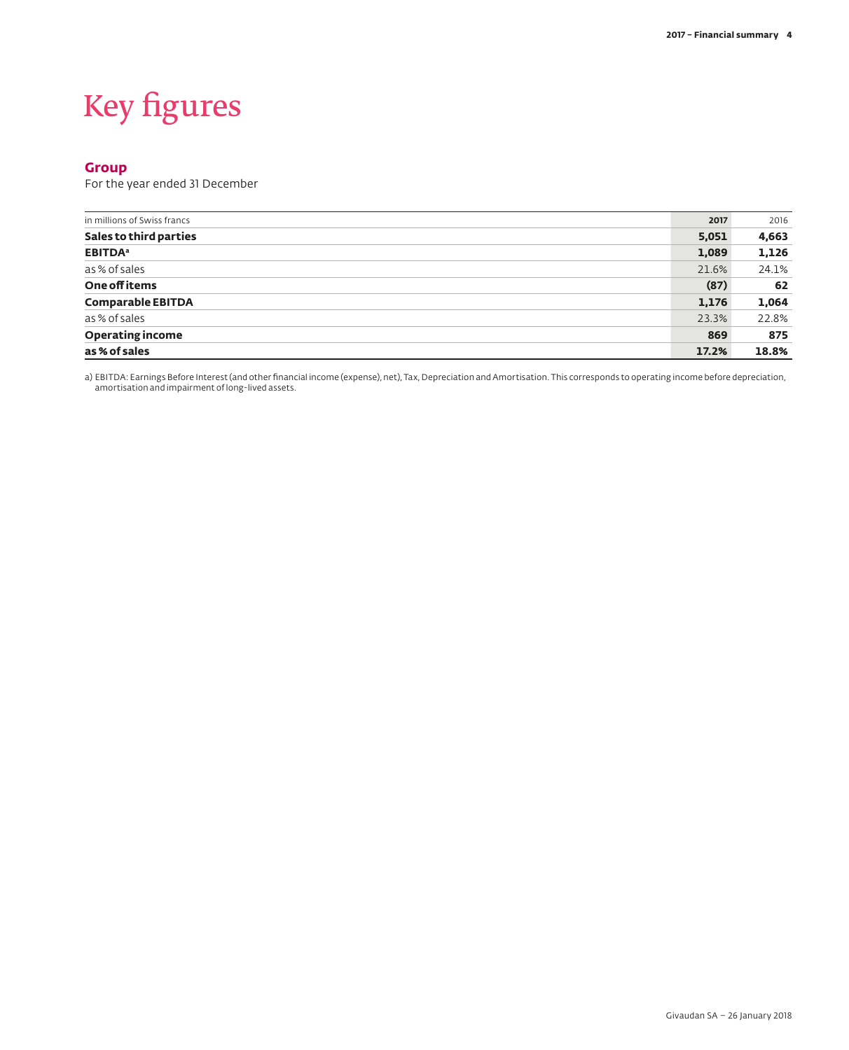# Key figures

## Group

For the year ended 31 December

| in millions of Swiss francs | 2017 | 2016 |
|---|---|---|
| **Sales to third parties** | **5,051** | **4,663** |
| **EBITDA[a]** | **1,089** | **1,126** |
| as % of sales | 21.6% | 24.1% |
| **One off items** | **(87)** | **62** |
| **Comparable EBITDA** | **1,176** | **1,064** |
| as % of sales | 23.3% | 22.8% |
| **Operating income** | **869** | **875** |
| **as % of sales** | **17.2%** | **18.8%** |

a) EBITDA: Earnings Before Interest (and other financial income (expense), net), Tax, Depreciation and Amortisation. This corresponds to operating income before depreciation, amortisation and impairment of long-lived assets.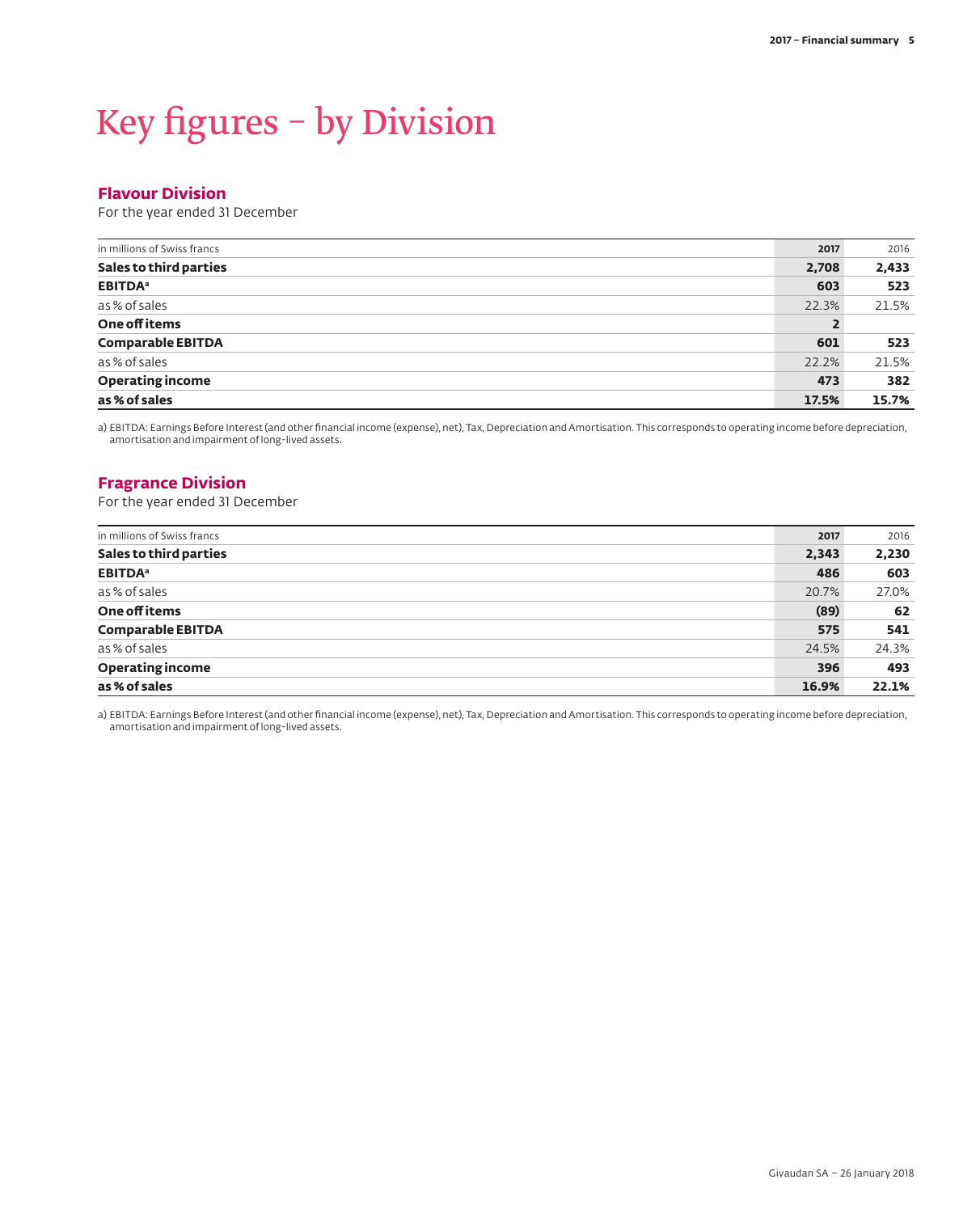# Key figures – by Division

## Flavour Division

For the year ended 31 December

| in millions of Swiss francs | 2017 | 2016 |
|---|---|---|
| **Sales to third parties** | **2,708** | **2,433** |
| **EBITDA**[a] | **603** | **523** |
| as % of sales | 22.3% | 21.5% |
| **One off items** | **2** | |
| **Comparable EBITDA** | **601** | **523** |
| as % of sales | 22.2% | 21.5% |
| **Operating income** | **473** | **382** |
| **as % of sales** | **17.5%** | **15.7%** |

a) EBITDA: Earnings Before Interest (and other financial income (expense), net), Tax, Depreciation and Amortisation. This corresponds to operating income before depreciation, amortisation and impairment of long-lived assets.

## Fragrance Division

For the year ended 31 December

| in millions of Swiss francs | 2017 | 2016 |
|---|---|---|
| **Sales to third parties** | **2,343** | **2,230** |
| **EBITDA**[a] | **486** | **603** |
| as % of sales | 20.7% | 27.0% |
| **One off items** | **(89)** | **62** |
| **Comparable EBITDA** | **575** | **541** |
| as % of sales | 24.5% | 24.3% |
| **Operating income** | **396** | **493** |
| **as % of sales** | **16.9%** | **22.1%** |

a) EBITDA: Earnings Before Interest (and other financial income (expense), net), Tax, Depreciation and Amortisation. This corresponds to operating income before depreciation, amortisation and impairment of long-lived assets.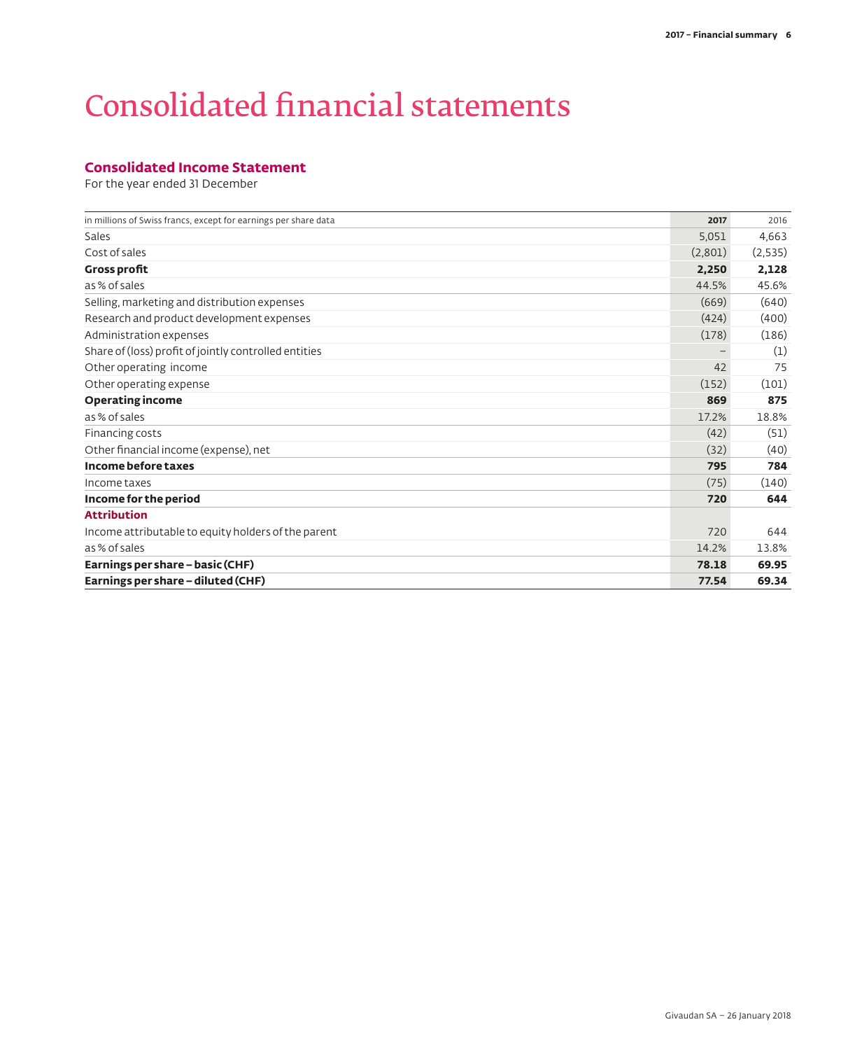# Consolidated financial statements

## Consolidated Income Statement

For the year ended 31 December

| in millions of Swiss francs, except for earnings per share data | 2017 | 2016 |
|---|---|---|
| Sales | 5,051 | 4,663 |
| Cost of sales | (2,801) | (2,535) |
| **Gross profit** | **2,250** | **2,128** |
| as % of sales | 44.5% | 45.6% |
| Selling, marketing and distribution expenses | (669) | (640) |
| Research and product development expenses | (424) | (400) |
| Administration expenses | (178) | (186) |
| Share of (loss) profit of jointly controlled entities | – | (1) |
| Other operating income | 42 | 75 |
| Other operating expense | (152) | (101) |
| **Operating income** | **869** | **875** |
| as % of sales | 17.2% | 18.8% |
| Financing costs | (42) | (51) |
| Other financial income (expense), net | (32) | (40) |
| **Income before taxes** | **795** | **784** |
| Income taxes | (75) | (140) |
| **Income for the period** | **720** | **644** |
| **Attribution** | | |
| Income attributable to equity holders of the parent | 720 | 644 |
| as % of sales | 14.2% | 13.8% |
| **Earnings per share – basic (CHF)** | **78.18** | **69.95** |
| **Earnings per share – diluted (CHF)** | **77.54** | **69.34** |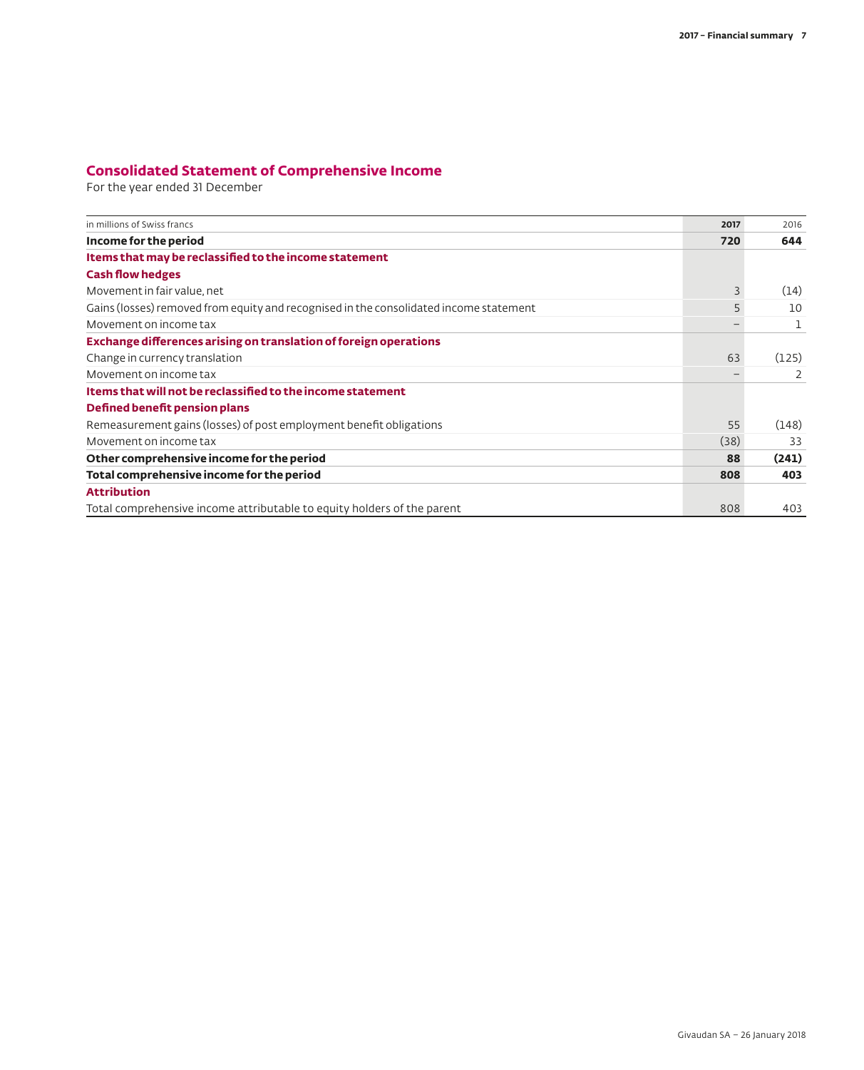## Consolidated Statement of Comprehensive Income

For the year ended 31 December

| in millions of Swiss francs | 2017 | 2016 |
|---|---|---|
| **Income for the period** | **720** | **644** |
| **Items that may be reclassified to the income statement** | | |
| **Cash flow hedges** | | |
| Movement in fair value, net | 3 | (14) |
| Gains (losses) removed from equity and recognised in the consolidated income statement | 5 | 10 |
| Movement on income tax | – | 1 |
| **Exchange differences arising on translation of foreign operations** | | |
| Change in currency translation | 63 | (125) |
| Movement on income tax | – | 2 |
| **Items that will not be reclassified to the income statement** | | |
| **Defined benefit pension plans** | | |
| Remeasurement gains (losses) of post employment benefit obligations | 55 | (148) |
| Movement on income tax | (38) | 33 |
| **Other comprehensive income for the period** | **88** | **(241)** |
| **Total comprehensive income for the period** | **808** | **403** |
| **Attribution** | | |
| Total comprehensive income attributable to equity holders of the parent | 808 | 403 |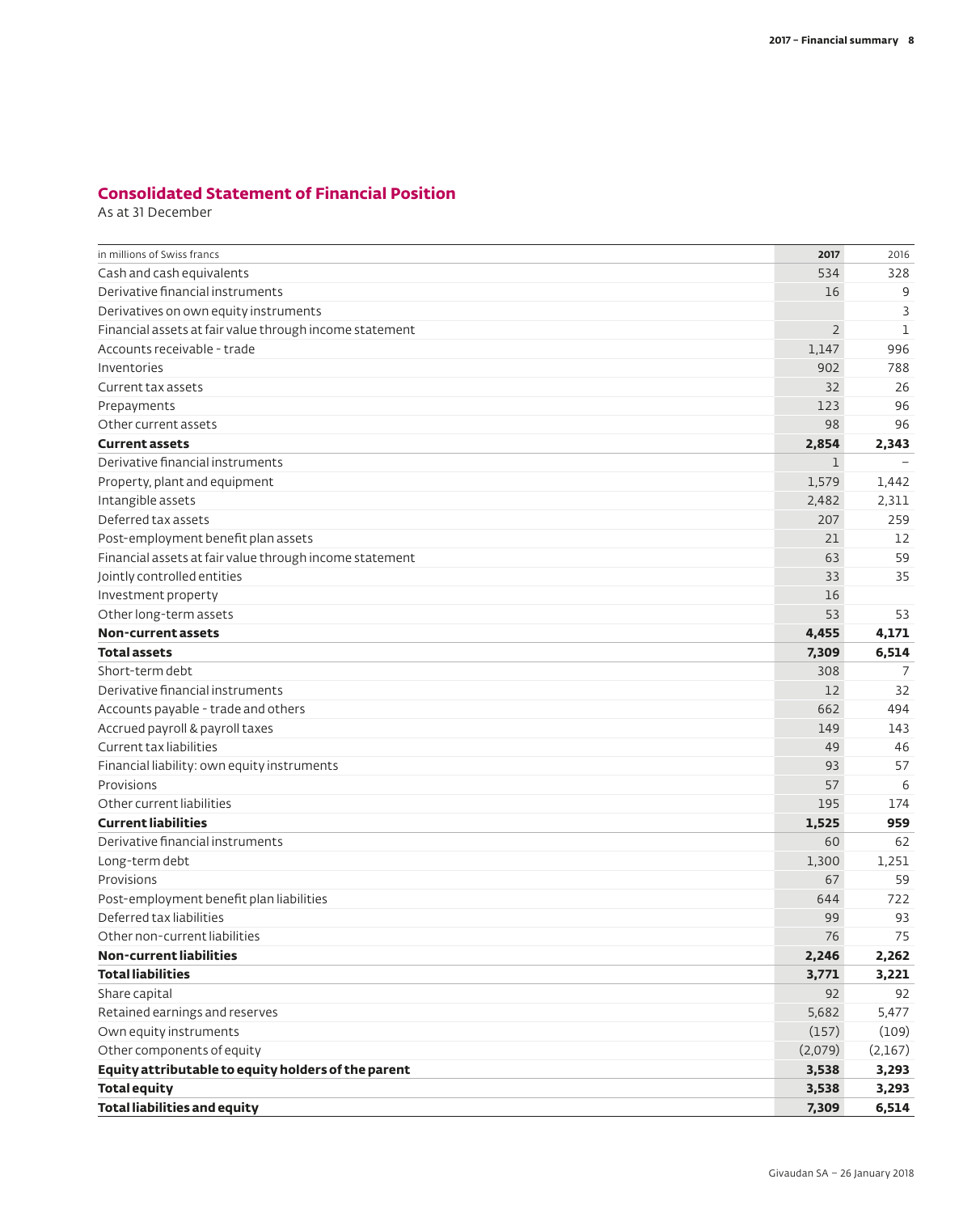## Consolidated Statement of Financial Position

As at 31 December

| in millions of Swiss francs | 2017 | 2016 |
|---|---|---|
| Cash and cash equivalents | 534 | 328 |
| Derivative financial instruments | 16 | 9 |
| Derivatives on own equity instruments | | 3 |
| Financial assets at fair value through income statement | 2 | 1 |
| Accounts receivable - trade | 1,147 | 996 |
| Inventories | 902 | 788 |
| Current tax assets | 32 | 26 |
| Prepayments | 123 | 96 |
| Other current assets | 98 | 96 |
| **Current assets** | **2,854** | **2,343** |
| Derivative financial instruments | 1 | – |
| Property, plant and equipment | 1,579 | 1,442 |
| Intangible assets | 2,482 | 2,311 |
| Deferred tax assets | 207 | 259 |
| Post-employment benefit plan assets | 21 | 12 |
| Financial assets at fair value through income statement | 63 | 59 |
| Jointly controlled entities | 33 | 35 |
| Investment property | 16 | |
| Other long-term assets | 53 | 53 |
| **Non-current assets** | **4,455** | **4,171** |
| **Total assets** | **7,309** | **6,514** |
| Short-term debt | 308 | 7 |
| Derivative financial instruments | 12 | 32 |
| Accounts payable - trade and others | 662 | 494 |
| Accrued payroll & payroll taxes | 149 | 143 |
| Current tax liabilities | 49 | 46 |
| Financial liability: own equity instruments | 93 | 57 |
| Provisions | 57 | 6 |
| Other current liabilities | 195 | 174 |
| **Current liabilities** | **1,525** | **959** |
| Derivative financial instruments | 60 | 62 |
| Long-term debt | 1,300 | 1,251 |
| Provisions | 67 | 59 |
| Post-employment benefit plan liabilities | 644 | 722 |
| Deferred tax liabilities | 99 | 93 |
| Other non-current liabilities | 76 | 75 |
| **Non-current liabilities** | **2,246** | **2,262** |
| **Total liabilities** | **3,771** | **3,221** |
| Share capital | 92 | 92 |
| Retained earnings and reserves | 5,682 | 5,477 |
| Own equity instruments | (157) | (109) |
| Other components of equity | (2,079) | (2,167) |
| **Equity attributable to equity holders of the parent** | **3,538** | **3,293** |
| **Total equity** | **3,538** | **3,293** |
| **Total liabilities and equity** | **7,309** | **6,514** |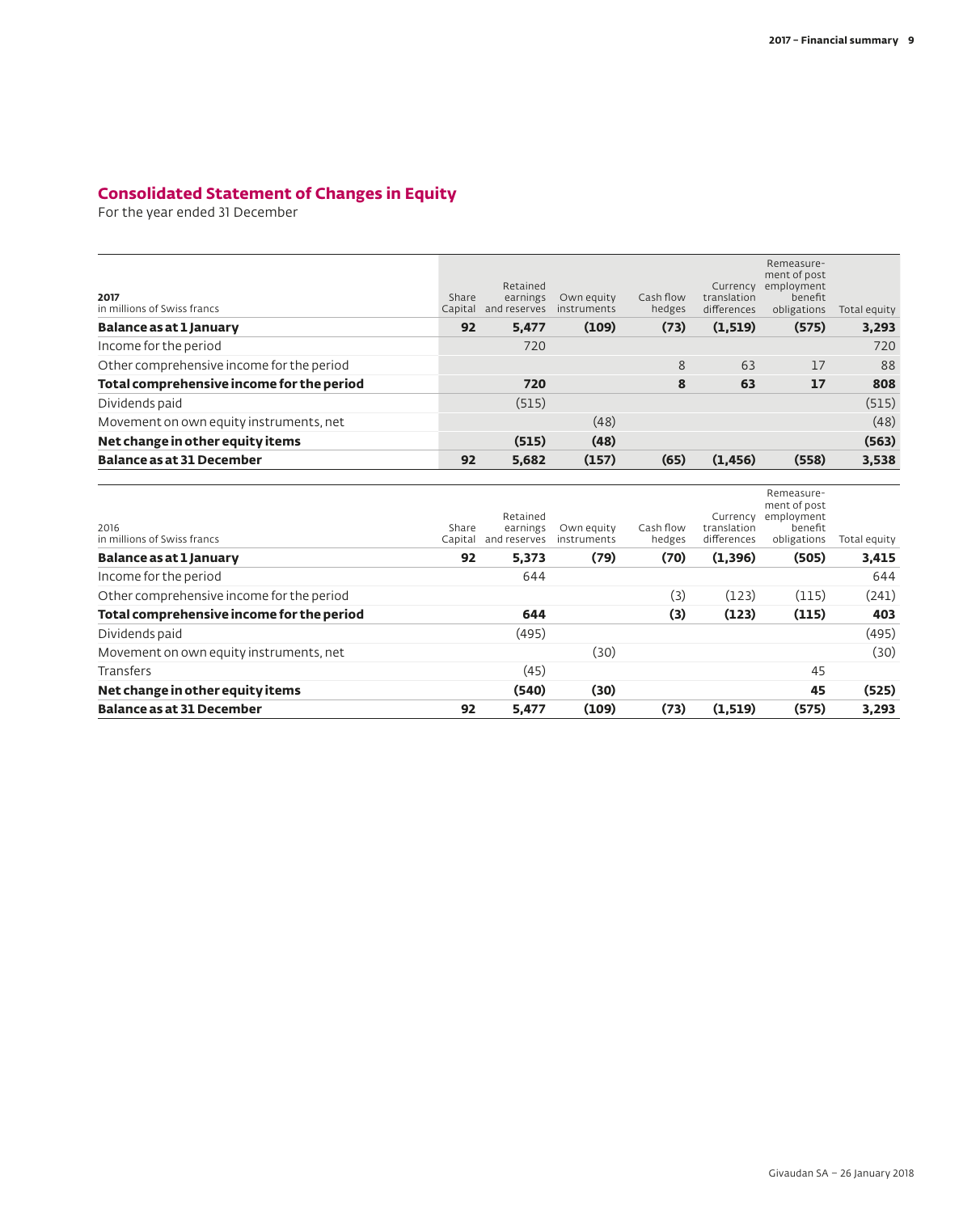## Consolidated Statement of Changes in Equity

For the year ended 31 December

| **2017**<br>in millions of Swiss francs | Share Capital | Retained earnings and reserves | Own equity instruments | Cash flow hedges | Currency translation differences | Remeasure-ment of post employment benefit obligations | Total equity |
|---|---|---|---|---|---|---|---|
| **Balance as at 1 January** | **92** | **5,477** | **(109)** | **(73)** | **(1,519)** | **(575)** | **3,293** |
| Income for the period | | 720 | | | | | 720 |
| Other comprehensive income for the period | | | | 8 | 63 | 17 | 88 |
| **Total comprehensive income for the period** | | **720** | | **8** | **63** | **17** | **808** |
| Dividends paid | | (515) | | | | | (515) |
| Movement on own equity instruments, net | | | (48) | | | | (48) |
| **Net change in other equity items** | | **(515)** | **(48)** | | | | **(563)** |
| **Balance as at 31 December** | **92** | **5,682** | **(157)** | **(65)** | **(1,456)** | **(558)** | **3,538** |

| 2016<br>in millions of Swiss francs | Share Capital | Retained earnings and reserves | Own equity instruments | Cash flow hedges | Currency translation differences | Remeasure-ment of post employment benefit obligations | Total equity |
|---|---|---|---|---|---|---|---|
| **Balance as at 1 January** | **92** | **5,373** | **(79)** | **(70)** | **(1,396)** | **(505)** | **3,415** |
| Income for the period | | 644 | | | | | 644 |
| Other comprehensive income for the period | | | | (3) | (123) | (115) | (241) |
| **Total comprehensive income for the period** | | **644** | | **(3)** | **(123)** | **(115)** | **403** |
| Dividends paid | | (495) | | | | | (495) |
| Movement on own equity instruments, net | | | (30) | | | | (30) |
| Transfers | | (45) | | | | 45 | |
| **Net change in other equity items** | | **(540)** | **(30)** | | | **45** | **(525)** |
| **Balance as at 31 December** | **92** | **5,477** | **(109)** | **(73)** | **(1,519)** | **(575)** | **3,293** |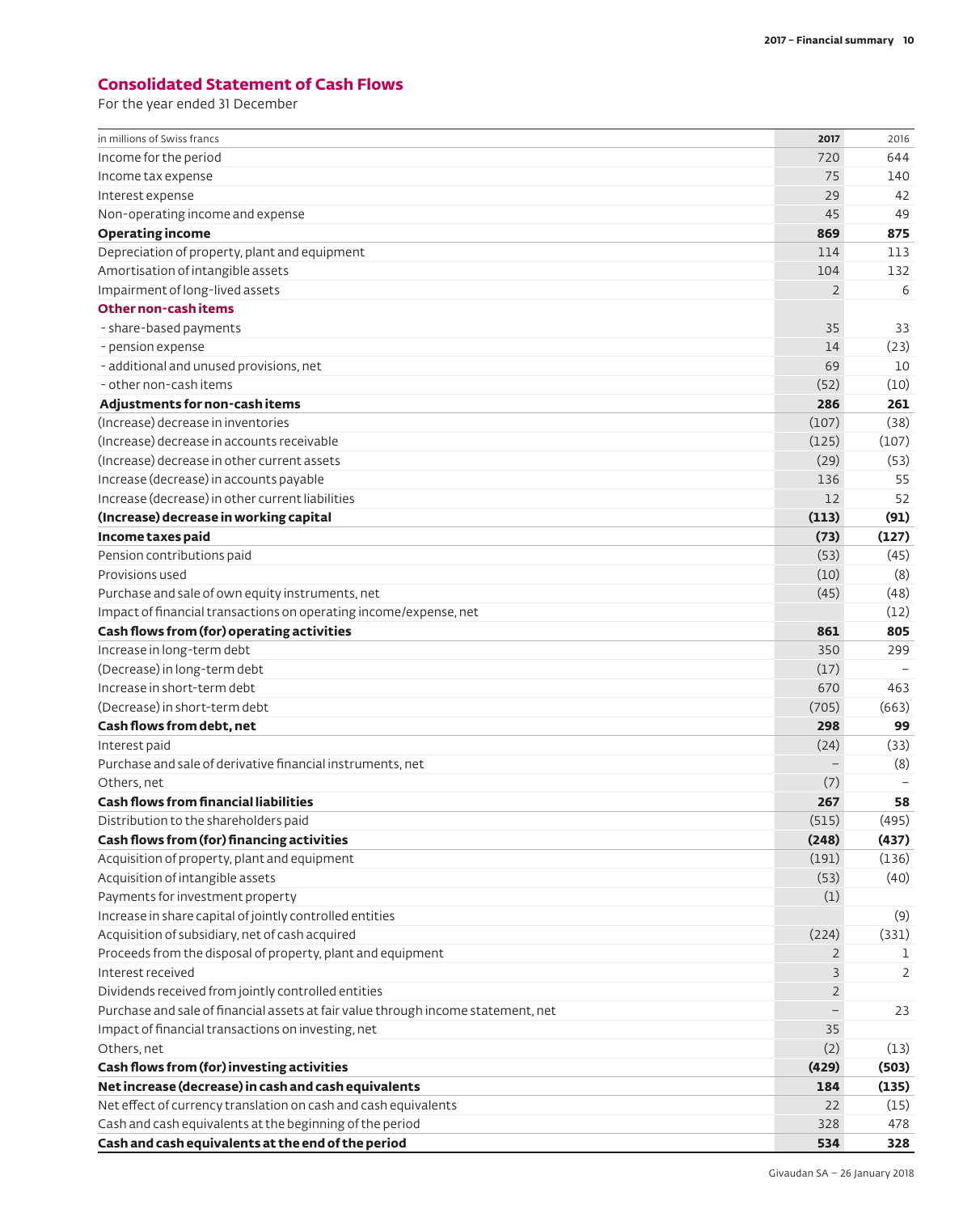## Consolidated Statement of Cash Flows

For the year ended 31 December

| in millions of Swiss francs | 2017 | 2016 |
| --- | --- | --- |
| Income for the period | 720 | 644 |
| Income tax expense | 75 | 140 |
| Interest expense | 29 | 42 |
| Non-operating income and expense | 45 | 49 |
| **Operating income** | **869** | **875** |
| Depreciation of property, plant and equipment | 114 | 113 |
| Amortisation of intangible assets | 104 | 132 |
| Impairment of long-lived assets | 2 | 6 |
| **Other non-cash items** | | |
| - share-based payments | 35 | 33 |
| - pension expense | 14 | (23) |
| - additional and unused provisions, net | 69 | 10 |
| - other non-cash items | (52) | (10) |
| **Adjustments for non-cash items** | **286** | **261** |
| (Increase) decrease in inventories | (107) | (38) |
| (Increase) decrease in accounts receivable | (125) | (107) |
| (Increase) decrease in other current assets | (29) | (53) |
| Increase (decrease) in accounts payable | 136 | 55 |
| Increase (decrease) in other current liabilities | 12 | 52 |
| **(Increase) decrease in working capital** | **(113)** | **(91)** |
| **Income taxes paid** | **(73)** | **(127)** |
| Pension contributions paid | (53) | (45) |
| Provisions used | (10) | (8) |
| Purchase and sale of own equity instruments, net | (45) | (48) |
| Impact of financial transactions on operating income/expense, net | | (12) |
| **Cash flows from (for) operating activities** | **861** | **805** |
| Increase in long-term debt | 350 | 299 |
| (Decrease) in long-term debt | (17) | – |
| Increase in short-term debt | 670 | 463 |
| (Decrease) in short-term debt | (705) | (663) |
| **Cash flows from debt, net** | **298** | **99** |
| Interest paid | (24) | (33) |
| Purchase and sale of derivative financial instruments, net | – | (8) |
| Others, net | (7) | – |
| **Cash flows from financial liabilities** | **267** | **58** |
| Distribution to the shareholders paid | (515) | (495) |
| **Cash flows from (for) financing activities** | **(248)** | **(437)** |
| Acquisition of property, plant and equipment | (191) | (136) |
| Acquisition of intangible assets | (53) | (40) |
| Payments for investment property | (1) | |
| Increase in share capital of jointly controlled entities | | (9) |
| Acquisition of subsidiary, net of cash acquired | (224) | (331) |
| Proceeds from the disposal of property, plant and equipment | 2 | 1 |
| Interest received | 3 | 2 |
| Dividends received from jointly controlled entities | 2 | |
| Purchase and sale of financial assets at fair value through income statement, net | – | 23 |
| Impact of financial transactions on investing, net | 35 | |
| Others, net | (2) | (13) |
| **Cash flows from (for) investing activities** | **(429)** | **(503)** |
| **Net increase (decrease) in cash and cash equivalents** | **184** | **(135)** |
| Net effect of currency translation on cash and cash equivalents | 22 | (15) |
| Cash and cash equivalents at the beginning of the period | 328 | 478 |
| **Cash and cash equivalents at the end of the period** | **534** | **328** |